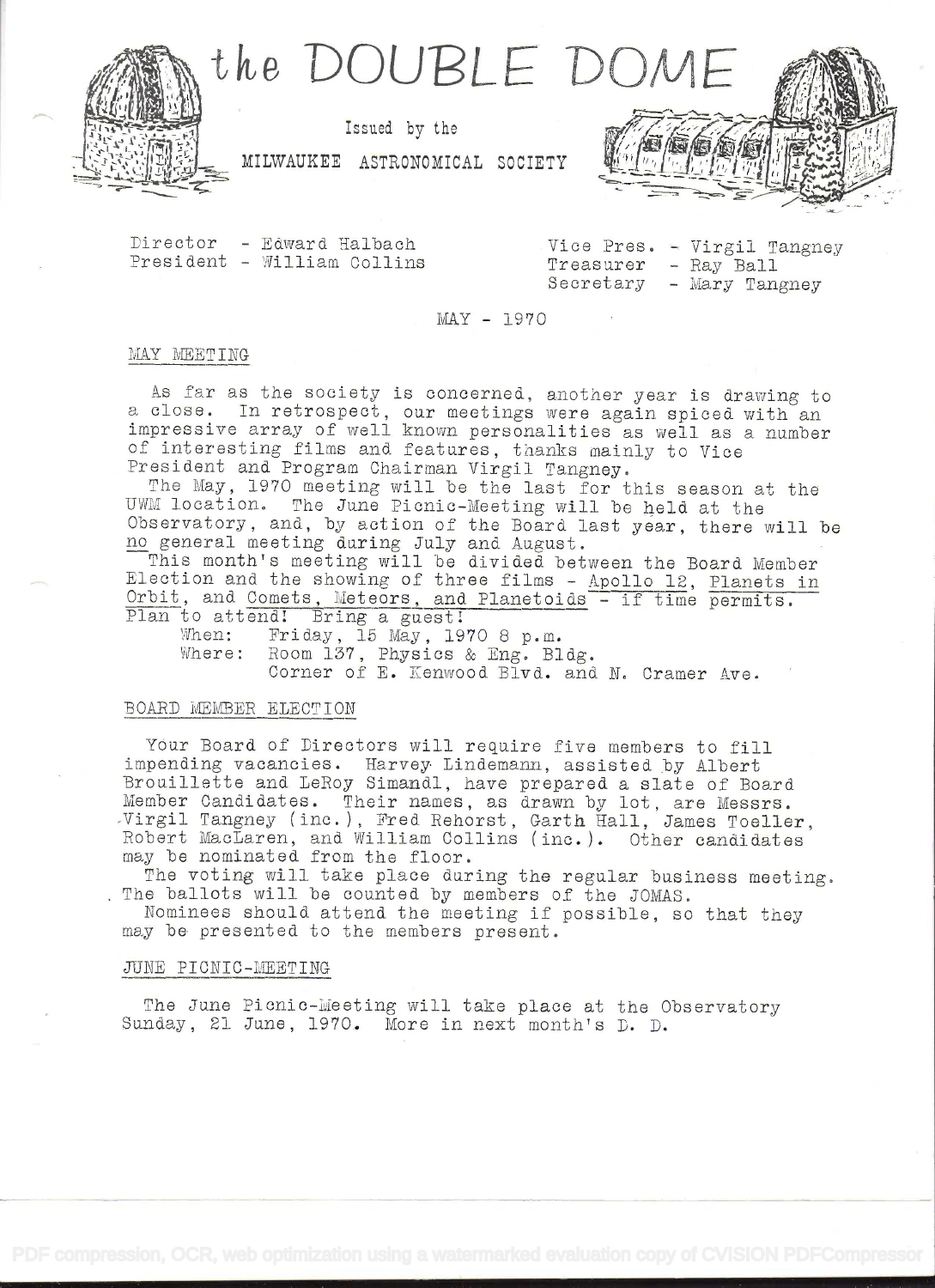# the DOUBLE DOME

Issued by the

MILWAUKEE ASTRONOMICAL SOCIETY

Director - Edward Halbach
President - William Collins

Vice Pres. - Virgil Tangney
Treasurer - Ray Ball
Secretary - Mary Tangney

MAY - 1970

## MAY MEETING

As far as the society is concerned, another year is drawing to a close. In retrospect, our meetings were again spiced with an impressive array of well known personalities as well as a number of interesting films and features, thanks mainly to Vice President and Program Chairman Virgil Tangney.

The May, 1970 meeting will be the last for this season at the UWM location. The June Picnic-Meeting will be held at the Observatory, and, by action of the Board last year, there will be no general meeting during July and August.

This month's meeting will be divided between the Board Member Election and the showing of three films - Apollo 12, Planets in Orbit, and Comets, Meteors, and Planetoids - if time permits. Plan to attend! Bring a guest!

When: Friday, 15 May, 1970 8 p.m.
Where: Room 137, Physics & Eng. Bldg.
Corner of E. Kenwood Blvd. and N. Cramer Ave.

## BOARD MEMBER ELECTION

Your Board of Directors will require five members to fill impending vacancies. Harvey Lindemann, assisted by Albert Brouillette and LeRoy Simandl, have prepared a slate of Board Member Candidates. Their names, as drawn by lot, are Messrs. Virgil Tangney (inc.), Fred Rehorst, Garth Hall, James Toeller, Robert MacLaren, and William Collins (inc.). Other candidates may be nominated from the floor.

The voting will take place during the regular business meeting. The ballots will be counted by members of the JOMAS.

Nominees should attend the meeting if possible, so that they may be presented to the members present.

## JUNE PICNIC-MEETING

The June Picnic-Meeting will take place at the Observatory Sunday, 21 June, 1970. More in next month's D. D.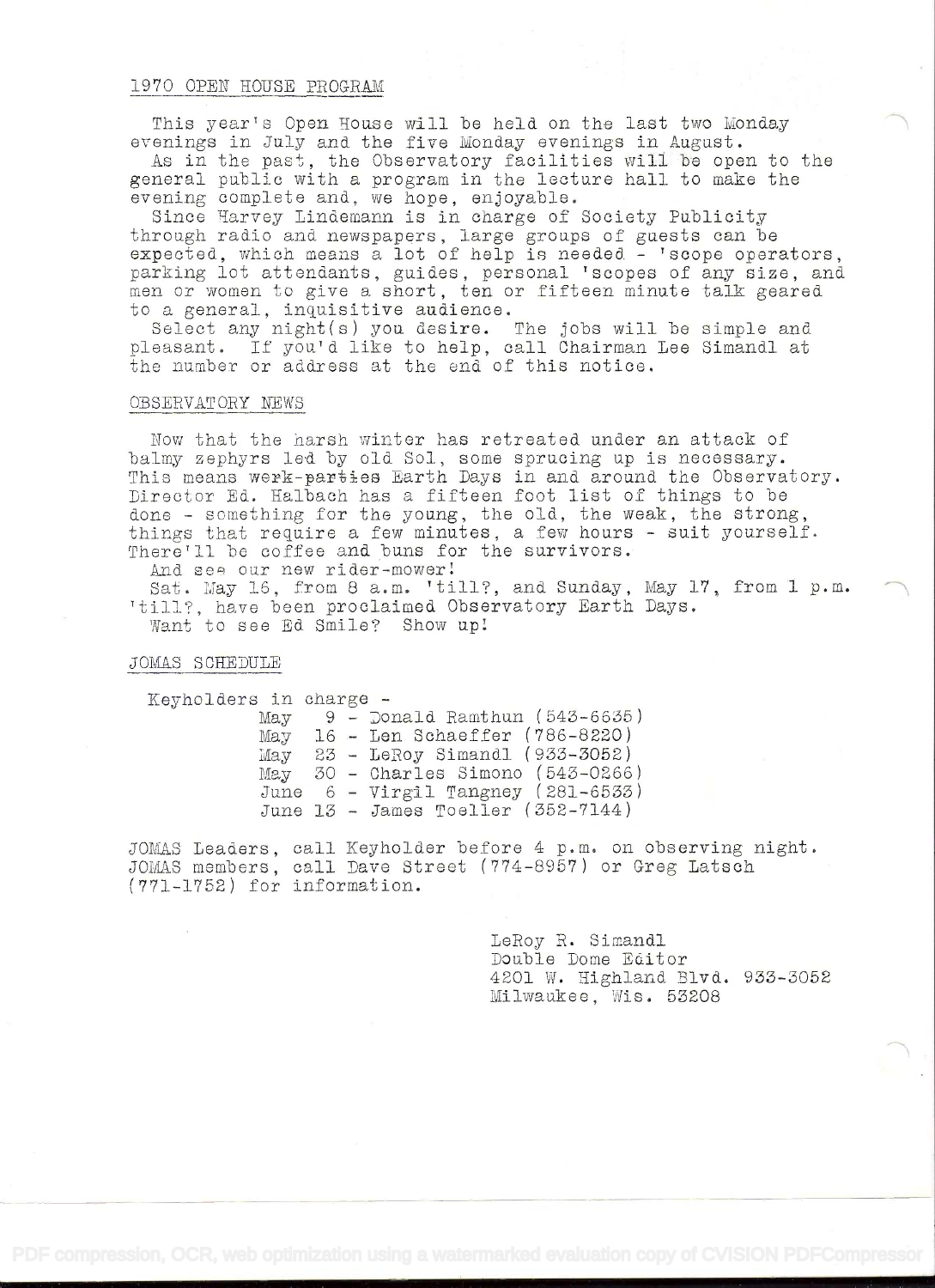## 1970 OPEN HOUSE PROGRAM

This year's Open House will be held on the last two Monday evenings in July and the five Monday evenings in August.

As in the past, the Observatory facilities will be open to the general public with a program in the lecture hall to make the evening complete and, we hope, enjoyable.

Since Harvey Lindemann is in charge of Society Publicity through radio and newspapers, large groups of guests can be expected, which means a lot of help is needed - 'scope operators, parking lot attendants, guides, personal 'scopes of any size, and men or women to give a short, ten or fifteen minute talk geared to a general, inquisitive audience.

Select any night(s) you desire. The jobs will be simple and pleasant. If you'd like to help, call Chairman Lee Simandl at the number or address at the end of this notice.

## OBSERVATORY NEWS

Now that the harsh winter has retreated under an attack of balmy zephyrs led by old Sol, some sprucing up is necessary. This means ~~work-parties~~ Earth Days in and around the Observatory. Director Ed. Halbach has a fifteen foot list of things to be done - something for the young, the old, the weak, the strong, things that require a few minutes, a few hours - suit yourself. There'll be coffee and buns for the survivors.

And see our new rider-mower!

Sat. May 16, from 8 a.m. 'till?, and Sunday, May 17, from 1 p.m. 'till?, have been proclaimed Observatory Earth Days.

Want to see Ed Smile? Show up!

## JOMAS SCHEDULE

Keyholders in charge -

- May 9 - Donald Ramthun (543-6635)
- May 16 - Len Schaeffer (786-8220)
- May 23 - LeRoy Simandl (933-3052)
- May 30 - Charles Simono (543-0266)
- June 6 - Virgil Tangney (281-6533)
- June 13 - James Toeller (352-7144)

JOMAS Leaders, call Keyholder before 4 p.m. on observing night. JOMAS members, call Dave Street (774-8957) or Greg Latsch (771-1752) for information.

LeRoy R. Simandl
Double Dome Editor
4201 W. Highland Blvd. 933-3052
Milwaukee, Wis. 53208